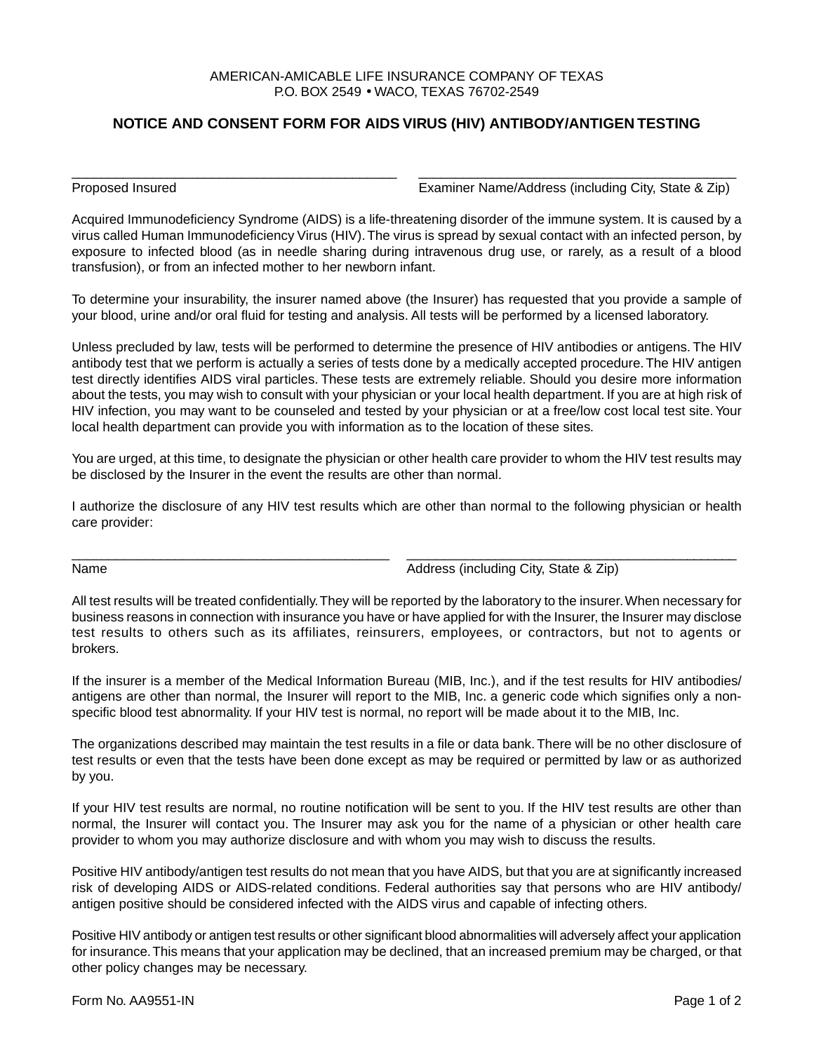AMERICAN-AMICABLE LIFE INSURANCE COMPANY OF TEXAS
P.O. BOX 2549 • WACO, TEXAS 76702-2549

## NOTICE AND CONSENT FORM FOR AIDS VIRUS (HIV) ANTIBODY/ANTIGEN TESTING

| | |
|---|---|
| ______________________________ | ______________________________ |
| Proposed Insured | Examiner Name/Address (including City, State & Zip) |

Acquired Immunodeficiency Syndrome (AIDS) is a life-threatening disorder of the immune system. It is caused by a virus called Human Immunodeficiency Virus (HIV). The virus is spread by sexual contact with an infected person, by exposure to infected blood (as in needle sharing during intravenous drug use, or rarely, as a result of a blood transfusion), or from an infected mother to her newborn infant.

To determine your insurability, the insurer named above (the Insurer) has requested that you provide a sample of your blood, urine and/or oral fluid for testing and analysis. All tests will be performed by a licensed laboratory.

Unless precluded by law, tests will be performed to determine the presence of HIV antibodies or antigens. The HIV antibody test that we perform is actually a series of tests done by a medically accepted procedure. The HIV antigen test directly identifies AIDS viral particles. These tests are extremely reliable. Should you desire more information about the tests, you may wish to consult with your physician or your local health department. If you are at high risk of HIV infection, you may want to be counseled and tested by your physician or at a free/low cost local test site. Your local health department can provide you with information as to the location of these sites.

You are urged, at this time, to designate the physician or other health care provider to whom the HIV test results may be disclosed by the Insurer in the event the results are other than normal.

I authorize the disclosure of any HIV test results which are other than normal to the following physician or health care provider:

| | |
|---|---|
| ______________________________ | ______________________________ |
| Name | Address (including City, State & Zip) |

All test results will be treated confidentially. They will be reported by the laboratory to the insurer. When necessary for business reasons in connection with insurance you have or have applied for with the Insurer, the Insurer may disclose test results to others such as its affiliates, reinsurers, employees, or contractors, but not to agents or brokers.

If the insurer is a member of the Medical Information Bureau (MIB, Inc.), and if the test results for HIV antibodies/ antigens are other than normal, the Insurer will report to the MIB, Inc. a generic code which signifies only a non-specific blood test abnormality. If your HIV test is normal, no report will be made about it to the MIB, Inc.

The organizations described may maintain the test results in a file or data bank. There will be no other disclosure of test results or even that the tests have been done except as may be required or permitted by law or as authorized by you.

If your HIV test results are normal, no routine notification will be sent to you. If the HIV test results are other than normal, the Insurer will contact you. The Insurer may ask you for the name of a physician or other health care provider to whom you may authorize disclosure and with whom you may wish to discuss the results.

Positive HIV antibody/antigen test results do not mean that you have AIDS, but that you are at significantly increased risk of developing AIDS or AIDS-related conditions. Federal authorities say that persons who are HIV antibody/ antigen positive should be considered infected with the AIDS virus and capable of infecting others.

Positive HIV antibody or antigen test results or other significant blood abnormalities will adversely affect your application for insurance. This means that your application may be declined, that an increased premium may be charged, or that other policy changes may be necessary.

Form No. AA9551-IN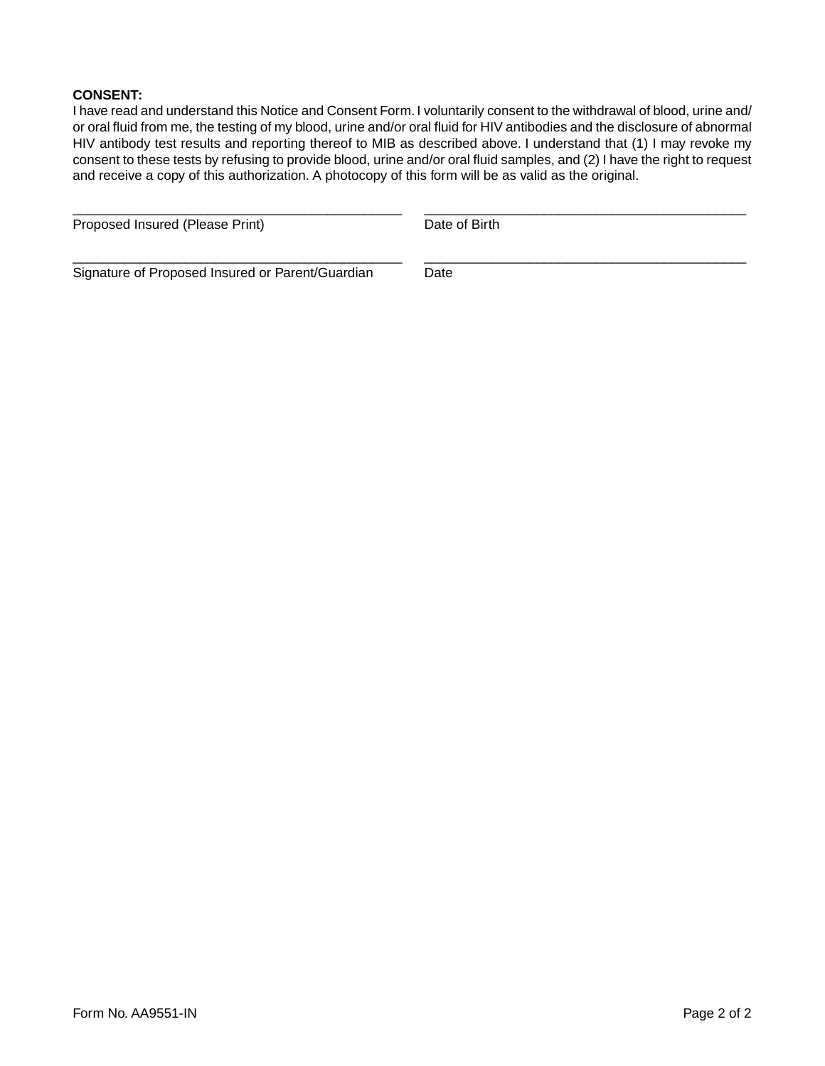**CONSENT:**

I have read and understand this Notice and Consent Form. I voluntarily consent to the withdrawal of blood, urine and/or oral fluid from me, the testing of my blood, urine and/or oral fluid for HIV antibodies and the disclosure of abnormal HIV antibody test results and reporting thereof to MIB as described above. I understand that (1) I may revoke my consent to these tests by refusing to provide blood, urine and/or oral fluid samples, and (2) I have the right to request and receive a copy of this authorization. A photocopy of this form will be as valid as the original.

| | |
|---|---|
| ______________________________________________ | ______________________________________________ |
| Proposed Insured (Please Print) | Date of Birth |
| ______________________________________________ | ______________________________________________ |
| Signature of Proposed Insured or Parent/Guardian | Date |

Form No. AA9551-IN